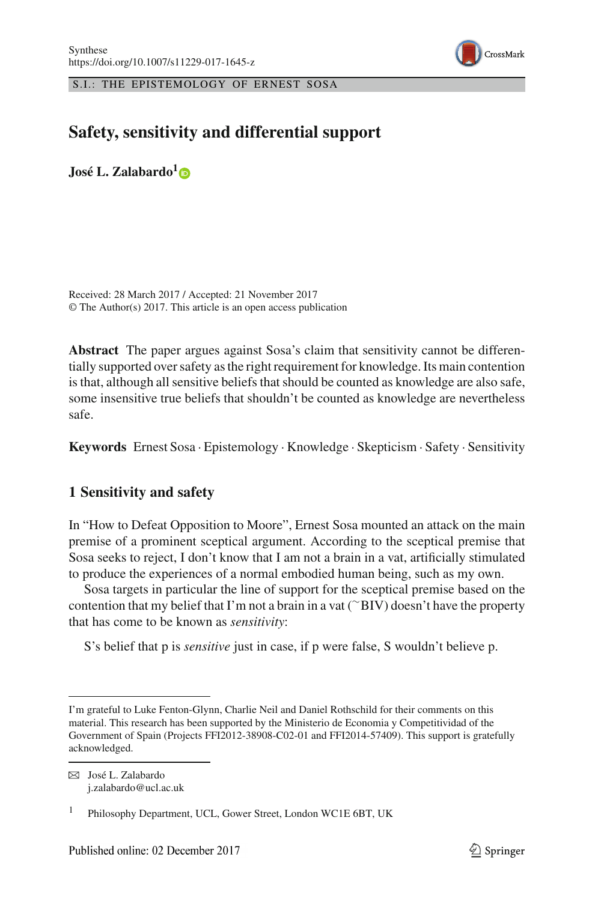S.I.: THE EPISTEMOLOGY OF ERNEST SOSA

# Safety, sensitivity and differential support

**José L. Zalabardo**[1]

Received: 28 March 2017 / Accepted: 21 November 2017
© The Author(s) 2017. This article is an open access publication

**Abstract** The paper argues against Sosa's claim that sensitivity cannot be differentially supported over safety as the right requirement for knowledge. Its main contention is that, although all sensitive beliefs that should be counted as knowledge are also safe, some insensitive true beliefs that shouldn't be counted as knowledge are nevertheless safe.

**Keywords** Ernest Sosa · Epistemology · Knowledge · Skepticism · Safety · Sensitivity

## 1 Sensitivity and safety

In "How to Defeat Opposition to Moore", Ernest Sosa mounted an attack on the main premise of a prominent sceptical argument. According to the sceptical premise that Sosa seeks to reject, I don't know that I am not a brain in a vat, artificially stimulated to produce the experiences of a normal embodied human being, such as my own.

Sosa targets in particular the line of support for the sceptical premise based on the contention that my belief that I'm not a brain in a vat (~BIV) doesn't have the property that has come to be known as *sensitivity*:

S's belief that p is *sensitive* just in case, if p were false, S wouldn't believe p.

---

I'm grateful to Luke Fenton-Glynn, Charlie Neil and Daniel Rothschild for their comments on this material. This research has been supported by the Ministerio de Economia y Competitividad of the Government of Spain (Projects FFI2012-38908-C02-01 and FFI2014-57409). This support is gratefully acknowledged.

José L. Zalabardo
j.zalabardo@ucl.ac.uk

[1] Philosophy Department, UCL, Gower Street, London WC1E 6BT, UK

Published online: 02 December 2017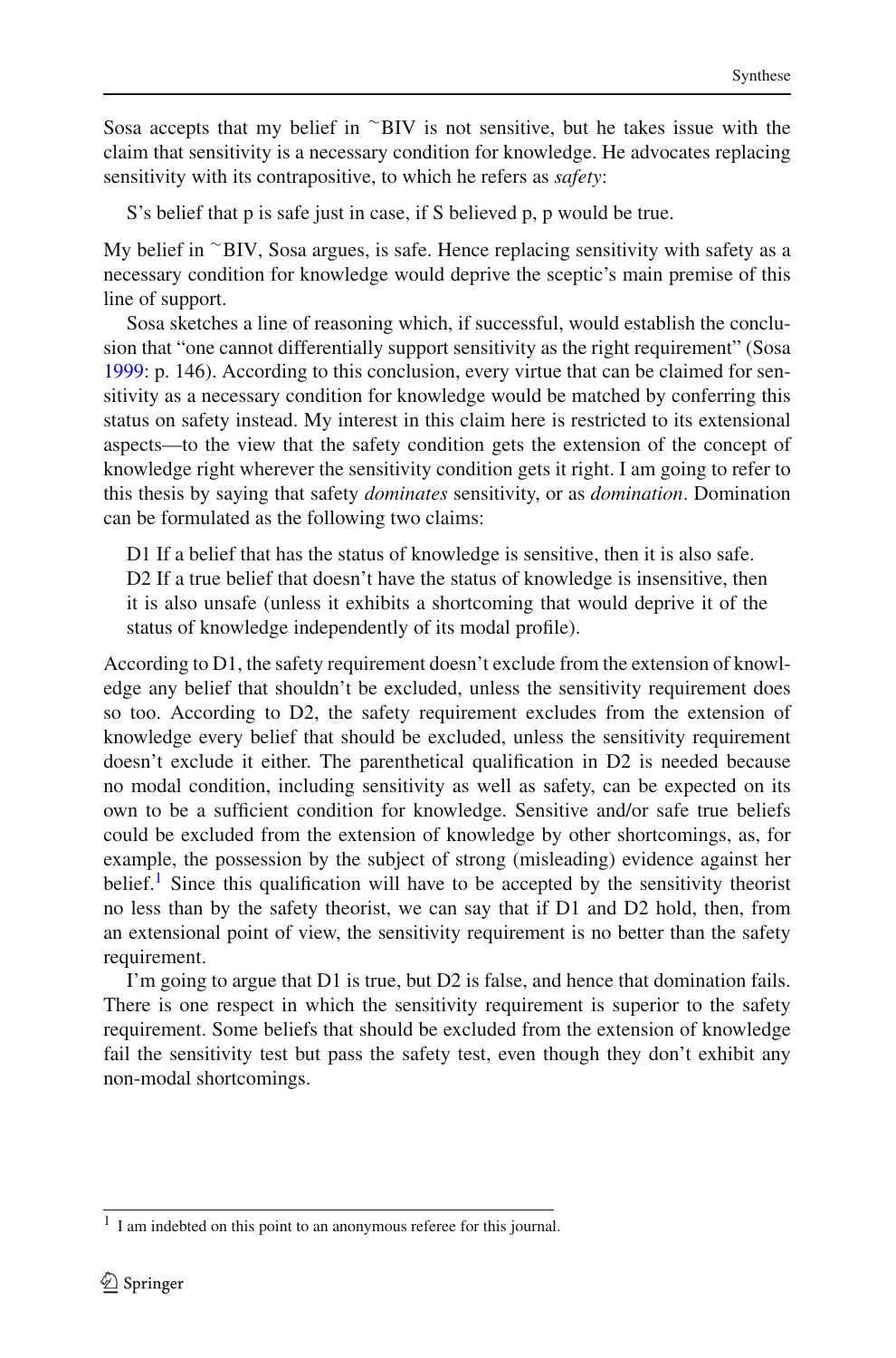Sosa accepts that my belief in ~BIV is not sensitive, but he takes issue with the claim that sensitivity is a necessary condition for knowledge. He advocates replacing sensitivity with its contrapositive, to which he refers as *safety*:

> S's belief that p is safe just in case, if S believed p, p would be true.

My belief in ~BIV, Sosa argues, is safe. Hence replacing sensitivity with safety as a necessary condition for knowledge would deprive the sceptic's main premise of this line of support.

Sosa sketches a line of reasoning which, if successful, would establish the conclusion that "one cannot differentially support sensitivity as the right requirement" (Sosa 1999: p. 146). According to this conclusion, every virtue that can be claimed for sensitivity as a necessary condition for knowledge would be matched by conferring this status on safety instead. My interest in this claim here is restricted to its extensional aspects—to the view that the safety condition gets the extension of the concept of knowledge right wherever the sensitivity condition gets it right. I am going to refer to this thesis by saying that safety *dominates* sensitivity, or as *domination*. Domination can be formulated as the following two claims:

> D1 If a belief that has the status of knowledge is sensitive, then it is also safe.
> D2 If a true belief that doesn't have the status of knowledge is insensitive, then it is also unsafe (unless it exhibits a shortcoming that would deprive it of the status of knowledge independently of its modal profile).

According to D1, the safety requirement doesn't exclude from the extension of knowledge any belief that shouldn't be excluded, unless the sensitivity requirement does so too. According to D2, the safety requirement excludes from the extension of knowledge every belief that should be excluded, unless the sensitivity requirement doesn't exclude it either. The parenthetical qualification in D2 is needed because no modal condition, including sensitivity as well as safety, can be expected on its own to be a sufficient condition for knowledge. Sensitive and/or safe true beliefs could be excluded from the extension of knowledge by other shortcomings, as, for example, the possession by the subject of strong (misleading) evidence against her belief.[1] Since this qualification will have to be accepted by the sensitivity theorist no less than by the safety theorist, we can say that if D1 and D2 hold, then, from an extensional point of view, the sensitivity requirement is no better than the safety requirement.

I'm going to argue that D1 is true, but D2 is false, and hence that domination fails. There is one respect in which the sensitivity requirement is superior to the safety requirement. Some beliefs that should be excluded from the extension of knowledge fail the sensitivity test but pass the safety test, even though they don't exhibit any non-modal shortcomings.

[1] I am indebted on this point to an anonymous referee for this journal.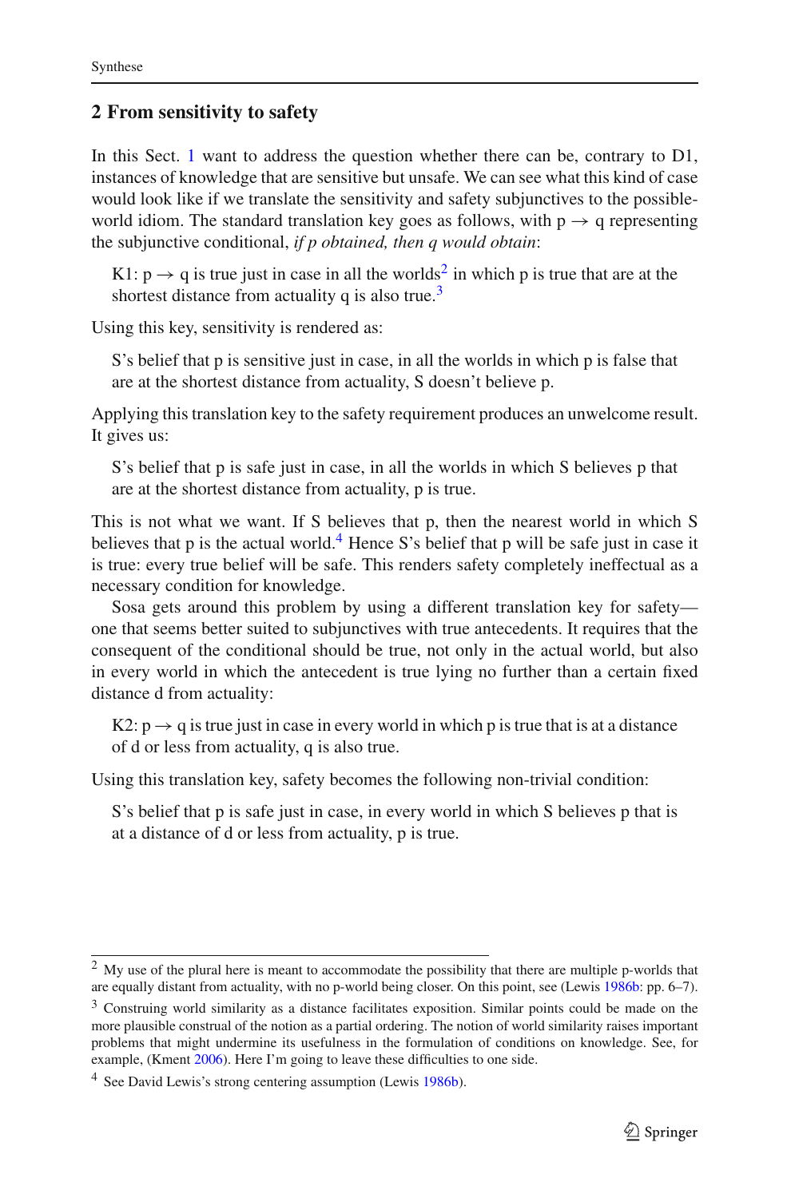## 2 From sensitivity to safety

In this Sect. 1 want to address the question whether there can be, contrary to D1, instances of knowledge that are sensitive but unsafe. We can see what this kind of case would look like if we translate the sensitivity and safety subjunctives to the possible-world idiom. The standard translation key goes as follows, with p → q representing the subjunctive conditional, *if p obtained, then q would obtain*:

> K1: p → q is true just in case in all the worlds[2] in which p is true that are at the shortest distance from actuality q is also true.[3]

Using this key, sensitivity is rendered as:

> S's belief that p is sensitive just in case, in all the worlds in which p is false that are at the shortest distance from actuality, S doesn't believe p.

Applying this translation key to the safety requirement produces an unwelcome result. It gives us:

> S's belief that p is safe just in case, in all the worlds in which S believes p that are at the shortest distance from actuality, p is true.

This is not what we want. If S believes that p, then the nearest world in which S believes that p is the actual world.[4] Hence S's belief that p will be safe just in case it is true: every true belief will be safe. This renders safety completely ineffectual as a necessary condition for knowledge.

Sosa gets around this problem by using a different translation key for safety—one that seems better suited to subjunctives with true antecedents. It requires that the consequent of the conditional should be true, not only in the actual world, but also in every world in which the antecedent is true lying no further than a certain fixed distance d from actuality:

> K2: p → q is true just in case in every world in which p is true that is at a distance of d or less from actuality, q is also true.

Using this translation key, safety becomes the following non-trivial condition:

> S's belief that p is safe just in case, in every world in which S believes p that is at a distance of d or less from actuality, p is true.

---

[2] My use of the plural here is meant to accommodate the possibility that there are multiple p-worlds that are equally distant from actuality, with no p-world being closer. On this point, see (Lewis 1986b: pp. 6–7).

[3] Construing world similarity as a distance facilitates exposition. Similar points could be made on the more plausible construal of the notion as a partial ordering. The notion of world similarity raises important problems that might undermine its usefulness in the formulation of conditions on knowledge. See, for example, (Kment 2006). Here I'm going to leave these difficulties to one side.

[4] See David Lewis's strong centering assumption (Lewis 1986b).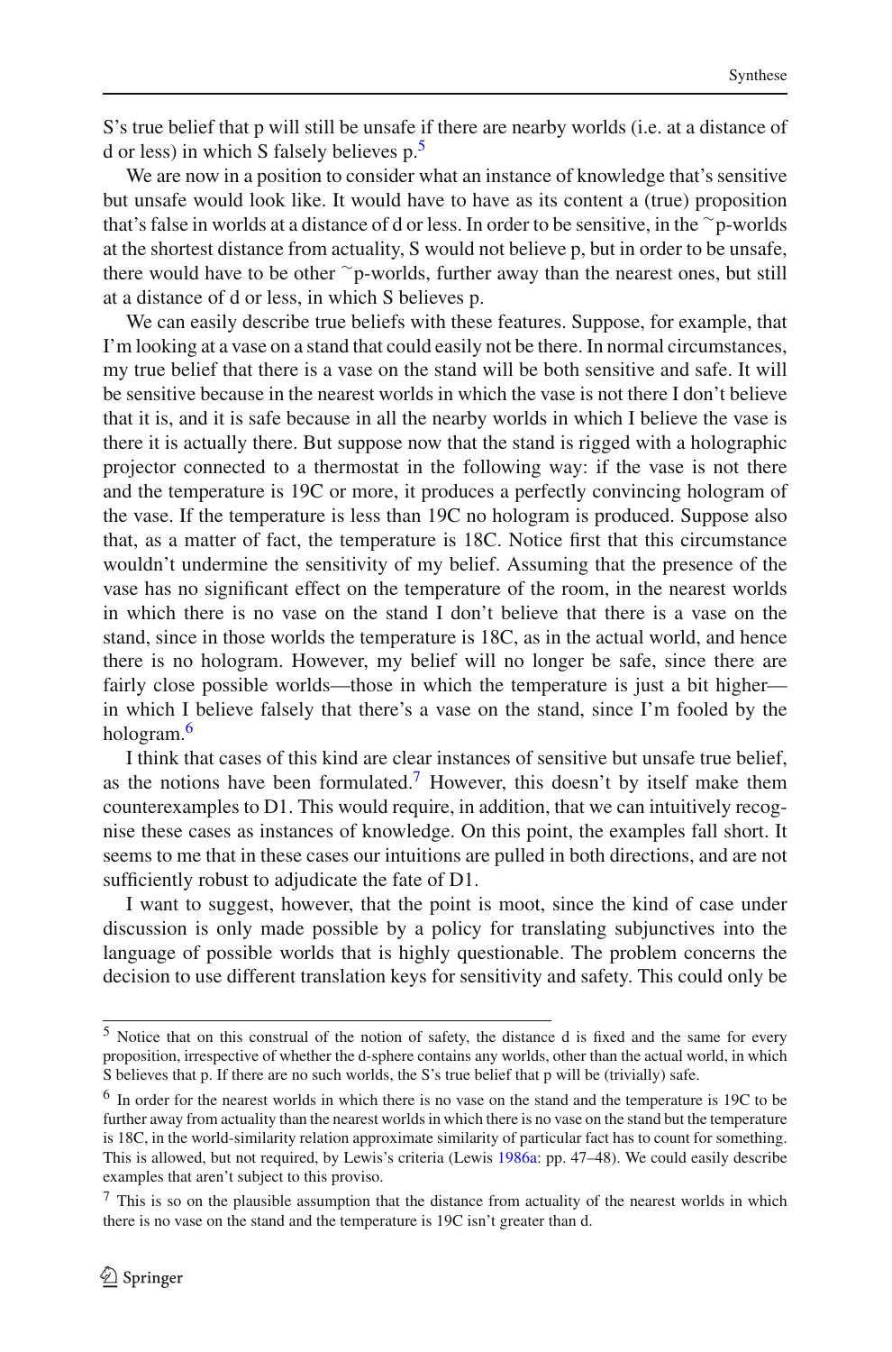S's true belief that p will still be unsafe if there are nearby worlds (i.e. at a distance of d or less) in which S falsely believes p.[5]

We are now in a position to consider what an instance of knowledge that's sensitive but unsafe would look like. It would have to have as its content a (true) proposition that's false in worlds at a distance of d or less. In order to be sensitive, in the ~p-worlds at the shortest distance from actuality, S would not believe p, but in order to be unsafe, there would have to be other ~p-worlds, further away than the nearest ones, but still at a distance of d or less, in which S believes p.

We can easily describe true beliefs with these features. Suppose, for example, that I'm looking at a vase on a stand that could easily not be there. In normal circumstances, my true belief that there is a vase on the stand will be both sensitive and safe. It will be sensitive because in the nearest worlds in which the vase is not there I don't believe that it is, and it is safe because in all the nearby worlds in which I believe the vase is there it is actually there. But suppose now that the stand is rigged with a holographic projector connected to a thermostat in the following way: if the vase is not there and the temperature is 19C or more, it produces a perfectly convincing hologram of the vase. If the temperature is less than 19C no hologram is produced. Suppose also that, as a matter of fact, the temperature is 18C. Notice first that this circumstance wouldn't undermine the sensitivity of my belief. Assuming that the presence of the vase has no significant effect on the temperature of the room, in the nearest worlds in which there is no vase on the stand I don't believe that there is a vase on the stand, since in those worlds the temperature is 18C, as in the actual world, and hence there is no hologram. However, my belief will no longer be safe, since there are fairly close possible worlds—those in which the temperature is just a bit higher—in which I believe falsely that there's a vase on the stand, since I'm fooled by the hologram.[6]

I think that cases of this kind are clear instances of sensitive but unsafe true belief, as the notions have been formulated.[7] However, this doesn't by itself make them counterexamples to D1. This would require, in addition, that we can intuitively recognise these cases as instances of knowledge. On this point, the examples fall short. It seems to me that in these cases our intuitions are pulled in both directions, and are not sufficiently robust to adjudicate the fate of D1.

I want to suggest, however, that the point is moot, since the kind of case under discussion is only made possible by a policy for translating subjunctives into the language of possible worlds that is highly questionable. The problem concerns the decision to use different translation keys for sensitivity and safety. This could only be

---

[5] Notice that on this construal of the notion of safety, the distance d is fixed and the same for every proposition, irrespective of whether the d-sphere contains any worlds, other than the actual world, in which S believes that p. If there are no such worlds, the S's true belief that p will be (trivially) safe.

[6] In order for the nearest worlds in which there is no vase on the stand and the temperature is 19C to be further away from actuality than the nearest worlds in which there is no vase on the stand but the temperature is 18C, in the world-similarity relation approximate similarity of particular fact has to count for something. This is allowed, but not required, by Lewis's criteria (Lewis 1986a: pp. 47–48). We could easily describe examples that aren't subject to this proviso.

[7] This is so on the plausible assumption that the distance from actuality of the nearest worlds in which there is no vase on the stand and the temperature is 19C isn't greater than d.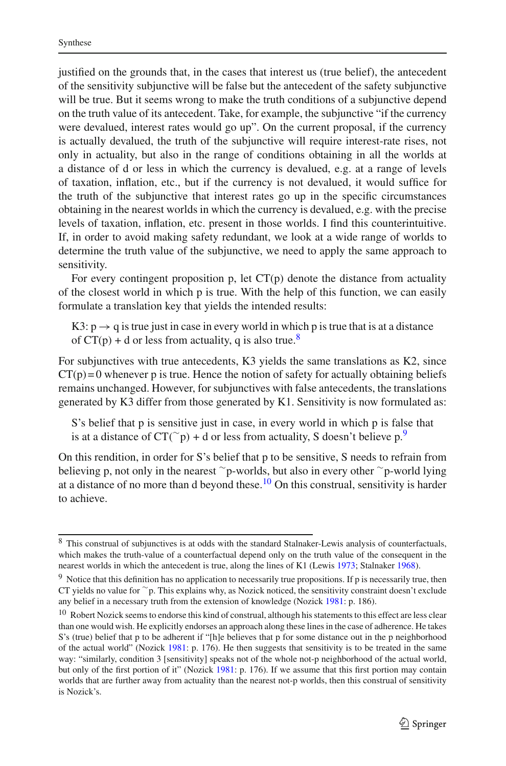justified on the grounds that, in the cases that interest us (true belief), the antecedent of the sensitivity subjunctive will be false but the antecedent of the safety subjunctive will be true. But it seems wrong to make the truth conditions of a subjunctive depend on the truth value of its antecedent. Take, for example, the subjunctive "if the currency were devalued, interest rates would go up". On the current proposal, if the currency is actually devalued, the truth of the subjunctive will require interest-rate rises, not only in actuality, but also in the range of conditions obtaining in all the worlds at a distance of d or less in which the currency is devalued, e.g. at a range of levels of taxation, inflation, etc., but if the currency is not devalued, it would suffice for the truth of the subjunctive that interest rates go up in the specific circumstances obtaining in the nearest worlds in which the currency is devalued, e.g. with the precise levels of taxation, inflation, etc. present in those worlds. I find this counterintuitive. If, in order to avoid making safety redundant, we look at a wide range of worlds to determine the truth value of the subjunctive, we need to apply the same approach to sensitivity.

For every contingent proposition p, let CT(p) denote the distance from actuality of the closest world in which p is true. With the help of this function, we can easily formulate a translation key that yields the intended results:

> K3: $p \rightarrow q$ is true just in case in every world in which p is true that is at a distance of CT(p) + d or less from actuality, q is also true.[8]

For subjunctives with true antecedents, K3 yields the same translations as K2, since $CT(p) = 0$ whenever p is true. Hence the notion of safety for actually obtaining beliefs remains unchanged. However, for subjunctives with false antecedents, the translations generated by K3 differ from those generated by K1. Sensitivity is now formulated as:

> S's belief that p is sensitive just in case, in every world in which p is false that is at a distance of CT(~p) + d or less from actuality, S doesn't believe p.[9]

On this rendition, in order for S's belief that p to be sensitive, S needs to refrain from believing p, not only in the nearest ~p-worlds, but also in every other ~p-world lying at a distance of no more than d beyond these.[10] On this construal, sensitivity is harder to achieve.

---

[8] This construal of subjunctives is at odds with the standard Stalnaker-Lewis analysis of counterfactuals, which makes the truth-value of a counterfactual depend only on the truth value of the consequent in the nearest worlds in which the antecedent is true, along the lines of K1 (Lewis 1973; Stalnaker 1968).

[9] Notice that this definition has no application to necessarily true propositions. If p is necessarily true, then CT yields no value for ~p. This explains why, as Nozick noticed, the sensitivity constraint doesn't exclude any belief in a necessary truth from the extension of knowledge (Nozick 1981: p. 186).

[10] Robert Nozick seems to endorse this kind of construal, although his statements to this effect are less clear than one would wish. He explicitly endorses an approach along these lines in the case of adherence. He takes S's (true) belief that p to be adherent if "[h]e believes that p for some distance out in the p neighborhood of the actual world" (Nozick 1981: p. 176). He then suggests that sensitivity is to be treated in the same way: "similarly, condition 3 [sensitivity] speaks not of the whole not-p neighborhood of the actual world, but only of the first portion of it" (Nozick 1981: p. 176). If we assume that this first portion may contain worlds that are further away from actuality than the nearest not-p worlds, then this construal of sensitivity is Nozick's.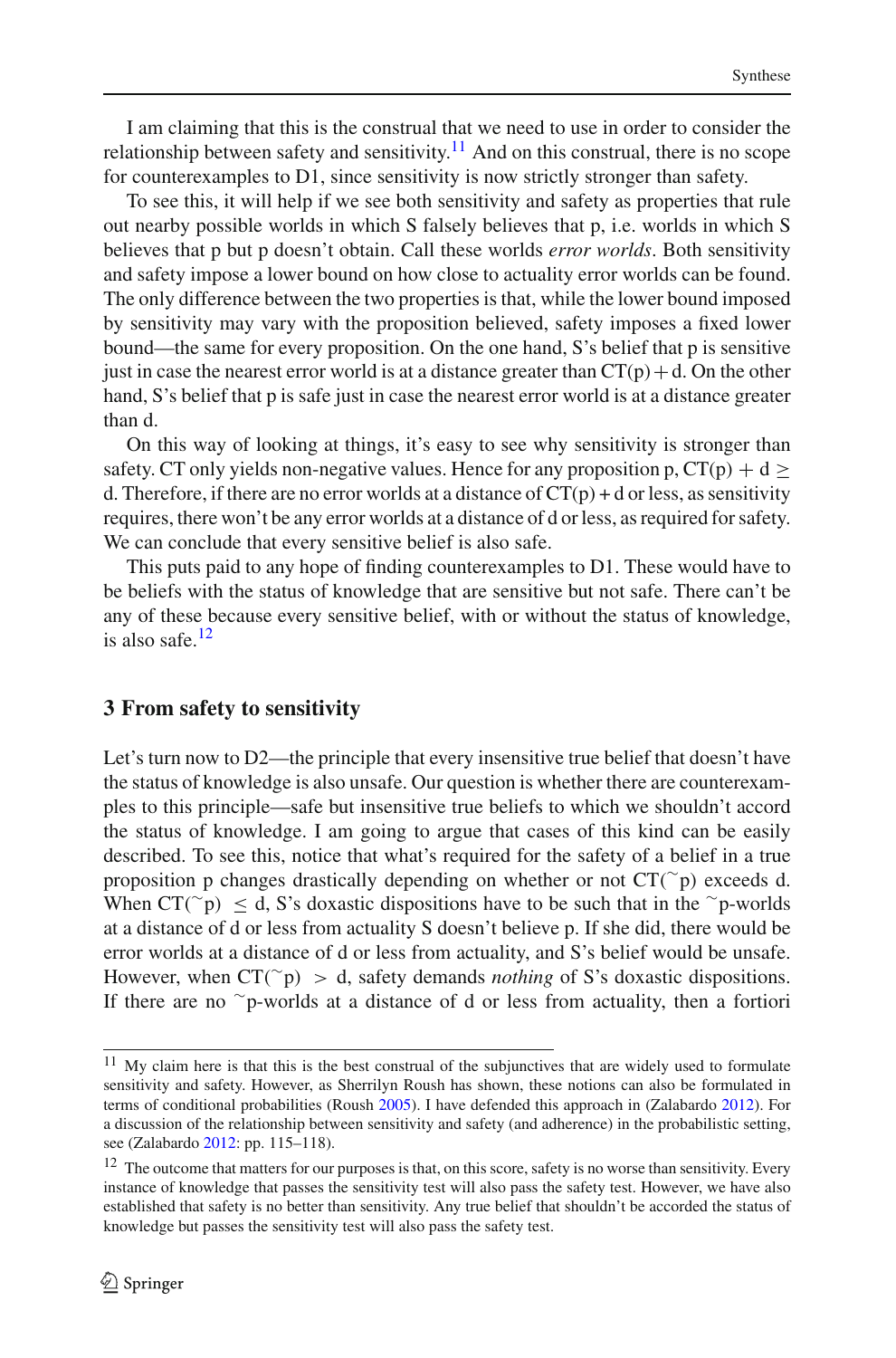I am claiming that this is the construal that we need to use in order to consider the relationship between safety and sensitivity.[11] And on this construal, there is no scope for counterexamples to D1, since sensitivity is now strictly stronger than safety.

To see this, it will help if we see both sensitivity and safety as properties that rule out nearby possible worlds in which S falsely believes that p, i.e. worlds in which S believes that p but p doesn't obtain. Call these worlds *error worlds*. Both sensitivity and safety impose a lower bound on how close to actuality error worlds can be found. The only difference between the two properties is that, while the lower bound imposed by sensitivity may vary with the proposition believed, safety imposes a fixed lower bound—the same for every proposition. On the one hand, S's belief that p is sensitive just in case the nearest error world is at a distance greater than $CT(p) + d$. On the other hand, S's belief that p is safe just in case the nearest error world is at a distance greater than d.

On this way of looking at things, it's easy to see why sensitivity is stronger than safety. CT only yields non-negative values. Hence for any proposition p, $CT(p) + d \geq d$. Therefore, if there are no error worlds at a distance of $CT(p) + d$ or less, as sensitivity requires, there won't be any error worlds at a distance of d or less, as required for safety. We can conclude that every sensitive belief is also safe.

This puts paid to any hope of finding counterexamples to D1. These would have to be beliefs with the status of knowledge that are sensitive but not safe. There can't be any of these because every sensitive belief, with or without the status of knowledge, is also safe.[12]

## 3 From safety to sensitivity

Let's turn now to D2—the principle that every insensitive true belief that doesn't have the status of knowledge is also unsafe. Our question is whether there are counterexamples to this principle—safe but insensitive true beliefs to which we shouldn't accord the status of knowledge. I am going to argue that cases of this kind can be easily described. To see this, notice that what's required for the safety of a belief in a true proposition p changes drastically depending on whether or not $CT({\sim}p)$ exceeds d. When $CT({\sim}p) \leq d$, S's doxastic dispositions have to be such that in the ~p-worlds at a distance of d or less from actuality S doesn't believe p. If she did, there would be error worlds at a distance of d or less from actuality, and S's belief would be unsafe. However, when $CT({\sim}p) > d$, safety demands *nothing* of S's doxastic dispositions. If there are no ~p-worlds at a distance of d or less from actuality, then a fortiori

[11] My claim here is that this is the best construal of the subjunctives that are widely used to formulate sensitivity and safety. However, as Sherrilyn Roush has shown, these notions can also be formulated in terms of conditional probabilities (Roush 2005). I have defended this approach in (Zalabardo 2012). For a discussion of the relationship between sensitivity and safety (and adherence) in the probabilistic setting, see (Zalabardo 2012: pp. 115–118).

[12] The outcome that matters for our purposes is that, on this score, safety is no worse than sensitivity. Every instance of knowledge that passes the sensitivity test will also pass the safety test. However, we have also established that safety is no better than sensitivity. Any true belief that shouldn't be accorded the status of knowledge but passes the sensitivity test will also pass the safety test.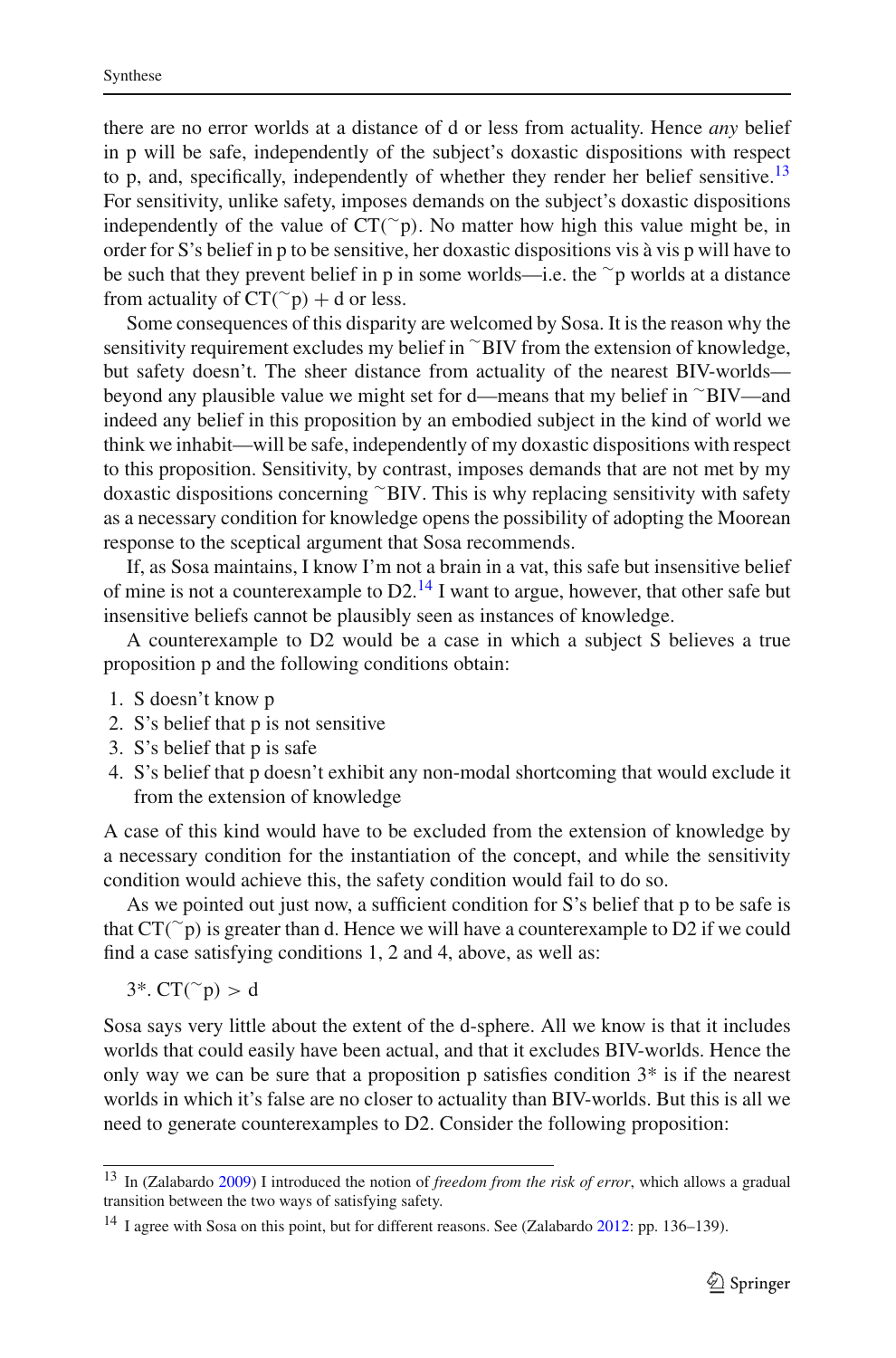there are no error worlds at a distance of d or less from actuality. Hence *any* belief in p will be safe, independently of the subject's doxastic dispositions with respect to p, and, specifically, independently of whether they render her belief sensitive.[13] For sensitivity, unlike safety, imposes demands on the subject's doxastic dispositions independently of the value of CT(~p). No matter how high this value might be, in order for S's belief in p to be sensitive, her doxastic dispositions vis à vis p will have to be such that they prevent belief in p in some worlds—i.e. the ~p worlds at a distance from actuality of CT(~p) + d or less.

Some consequences of this disparity are welcomed by Sosa. It is the reason why the sensitivity requirement excludes my belief in ~BIV from the extension of knowledge, but safety doesn't. The sheer distance from actuality of the nearest BIV-worlds—beyond any plausible value we might set for d—means that my belief in ~BIV—and indeed any belief in this proposition by an embodied subject in the kind of world we think we inhabit—will be safe, independently of my doxastic dispositions with respect to this proposition. Sensitivity, by contrast, imposes demands that are not met by my doxastic dispositions concerning ~BIV. This is why replacing sensitivity with safety as a necessary condition for knowledge opens the possibility of adopting the Moorean response to the sceptical argument that Sosa recommends.

If, as Sosa maintains, I know I'm not a brain in a vat, this safe but insensitive belief of mine is not a counterexample to D2.[14] I want to argue, however, that other safe but insensitive beliefs cannot be plausibly seen as instances of knowledge.

A counterexample to D2 would be a case in which a subject S believes a true proposition p and the following conditions obtain:

1. S doesn't know p
2. S's belief that p is not sensitive
3. S's belief that p is safe
4. S's belief that p doesn't exhibit any non-modal shortcoming that would exclude it from the extension of knowledge

A case of this kind would have to be excluded from the extension of knowledge by a necessary condition for the instantiation of the concept, and while the sensitivity condition would achieve this, the safety condition would fail to do so.

As we pointed out just now, a sufficient condition for S's belief that p to be safe is that CT(~p) is greater than d. Hence we will have a counterexample to D2 if we could find a case satisfying conditions 1, 2 and 4, above, as well as:

3*. CT(~p) > d

Sosa says very little about the extent of the d-sphere. All we know is that it includes worlds that could easily have been actual, and that it excludes BIV-worlds. Hence the only way we can be sure that a proposition p satisfies condition 3* is if the nearest worlds in which it's false are no closer to actuality than BIV-worlds. But this is all we need to generate counterexamples to D2. Consider the following proposition:

---

[13] In (Zalabardo 2009) I introduced the notion of *freedom from the risk of error*, which allows a gradual transition between the two ways of satisfying safety.

[14] I agree with Sosa on this point, but for different reasons. See (Zalabardo 2012: pp. 136–139).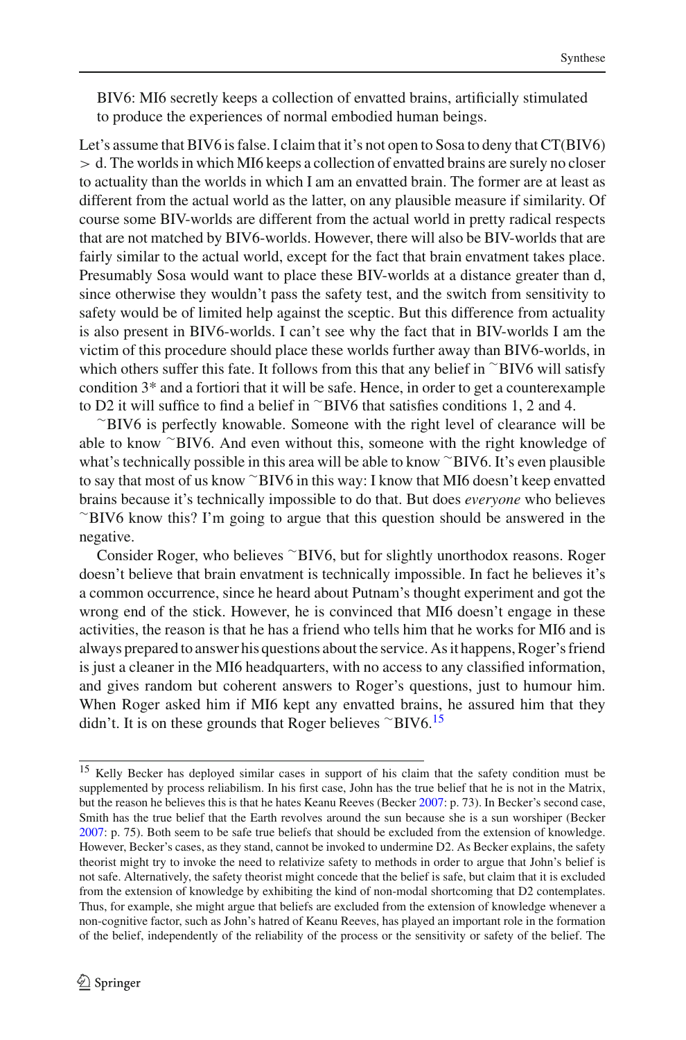BIV6: MI6 secretly keeps a collection of envatted brains, artificially stimulated to produce the experiences of normal embodied human beings.

Let's assume that BIV6 is false. I claim that it's not open to Sosa to deny that CT(BIV6) > d. The worlds in which MI6 keeps a collection of envatted brains are surely no closer to actuality than the worlds in which I am an envatted brain. The former are at least as different from the actual world as the latter, on any plausible measure if similarity. Of course some BIV-worlds are different from the actual world in pretty radical respects that are not matched by BIV6-worlds. However, there will also be BIV-worlds that are fairly similar to the actual world, except for the fact that brain envatment takes place. Presumably Sosa would want to place these BIV-worlds at a distance greater than d, since otherwise they wouldn't pass the safety test, and the switch from sensitivity to safety would be of limited help against the sceptic. But this difference from actuality is also present in BIV6-worlds. I can't see why the fact that in BIV-worlds I am the victim of this procedure should place these worlds further away than BIV6-worlds, in which others suffer this fate. It follows from this that any belief in ~BIV6 will satisfy condition 3* and a fortiori that it will be safe. Hence, in order to get a counterexample to D2 it will suffice to find a belief in ~BIV6 that satisfies conditions 1, 2 and 4.

~BIV6 is perfectly knowable. Someone with the right level of clearance will be able to know ~BIV6. And even without this, someone with the right knowledge of what's technically possible in this area will be able to know ~BIV6. It's even plausible to say that most of us know ~BIV6 in this way: I know that MI6 doesn't keep envatted brains because it's technically impossible to do that. But does *everyone* who believes ~BIV6 know this? I'm going to argue that this question should be answered in the negative.

Consider Roger, who believes ~BIV6, but for slightly unorthodox reasons. Roger doesn't believe that brain envatment is technically impossible. In fact he believes it's a common occurrence, since he heard about Putnam's thought experiment and got the wrong end of the stick. However, he is convinced that MI6 doesn't engage in these activities, the reason is that he has a friend who tells him that he works for MI6 and is always prepared to answer his questions about the service. As it happens, Roger's friend is just a cleaner in the MI6 headquarters, with no access to any classified information, and gives random but coherent answers to Roger's questions, just to humour him. When Roger asked him if MI6 kept any envatted brains, he assured him that they didn't. It is on these grounds that Roger believes ~BIV6.[15]

---

[15] Kelly Becker has deployed similar cases in support of his claim that the safety condition must be supplemented by process reliabilism. In his first case, John has the true belief that he is not in the Matrix, but the reason he believes this is that he hates Keanu Reeves (Becker 2007: p. 73). In Becker's second case, Smith has the true belief that the Earth revolves around the sun because she is a sun worshiper (Becker 2007: p. 75). Both seem to be safe true beliefs that should be excluded from the extension of knowledge. However, Becker's cases, as they stand, cannot be invoked to undermine D2. As Becker explains, the safety theorist might try to invoke the need to relativize safety to methods in order to argue that John's belief is not safe. Alternatively, the safety theorist might concede that the belief is safe, but claim that it is excluded from the extension of knowledge by exhibiting the kind of non-modal shortcoming that D2 contemplates. Thus, for example, she might argue that beliefs are excluded from the extension of knowledge whenever a non-cognitive factor, such as John's hatred of Keanu Reeves, has played an important role in the formation of the belief, independently of the reliability of the process or the sensitivity or safety of the belief. The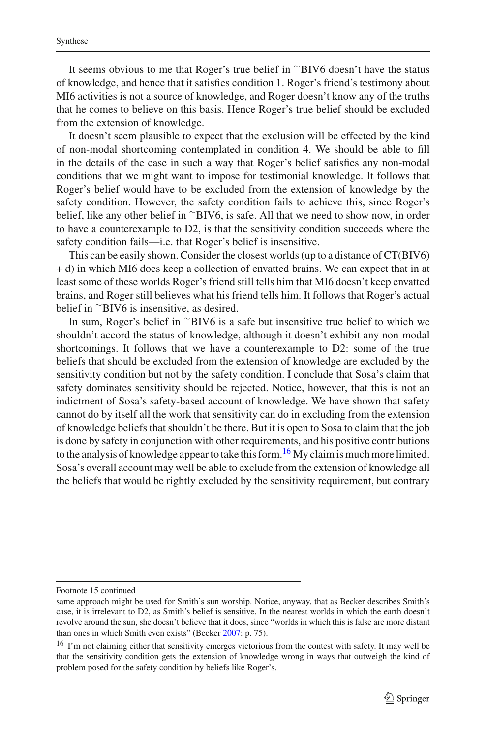It seems obvious to me that Roger's true belief in ~BIV6 doesn't have the status of knowledge, and hence that it satisfies condition 1. Roger's friend's testimony about MI6 activities is not a source of knowledge, and Roger doesn't know any of the truths that he comes to believe on this basis. Hence Roger's true belief should be excluded from the extension of knowledge.

It doesn't seem plausible to expect that the exclusion will be effected by the kind of non-modal shortcoming contemplated in condition 4. We should be able to fill in the details of the case in such a way that Roger's belief satisfies any non-modal conditions that we might want to impose for testimonial knowledge. It follows that Roger's belief would have to be excluded from the extension of knowledge by the safety condition. However, the safety condition fails to achieve this, since Roger's belief, like any other belief in ~BIV6, is safe. All that we need to show now, in order to have a counterexample to D2, is that the sensitivity condition succeeds where the safety condition fails—i.e. that Roger's belief is insensitive.

This can be easily shown. Consider the closest worlds (up to a distance of CT(BIV6) + d) in which MI6 does keep a collection of envatted brains. We can expect that in at least some of these worlds Roger's friend still tells him that MI6 doesn't keep envatted brains, and Roger still believes what his friend tells him. It follows that Roger's actual belief in ~BIV6 is insensitive, as desired.

In sum, Roger's belief in ~BIV6 is a safe but insensitive true belief to which we shouldn't accord the status of knowledge, although it doesn't exhibit any non-modal shortcomings. It follows that we have a counterexample to D2: some of the true beliefs that should be excluded from the extension of knowledge are excluded by the sensitivity condition but not by the safety condition. I conclude that Sosa's claim that safety dominates sensitivity should be rejected. Notice, however, that this is not an indictment of Sosa's safety-based account of knowledge. We have shown that safety cannot do by itself all the work that sensitivity can do in excluding from the extension of knowledge beliefs that shouldn't be there. But it is open to Sosa to claim that the job is done by safety in conjunction with other requirements, and his positive contributions to the analysis of knowledge appear to take this form.[16] My claim is much more limited. Sosa's overall account may well be able to exclude from the extension of knowledge all the beliefs that would be rightly excluded by the sensitivity requirement, but contrary

---

Footnote 15 continued

same approach might be used for Smith's sun worship. Notice, anyway, that as Becker describes Smith's case, it is irrelevant to D2, as Smith's belief is sensitive. In the nearest worlds in which the earth doesn't revolve around the sun, she doesn't believe that it does, since "worlds in which this is false are more distant than ones in which Smith even exists" (Becker 2007: p. 75).

[16] I'm not claiming either that sensitivity emerges victorious from the contest with safety. It may well be that the sensitivity condition gets the extension of knowledge wrong in ways that outweigh the kind of problem posed for the safety condition by beliefs like Roger's.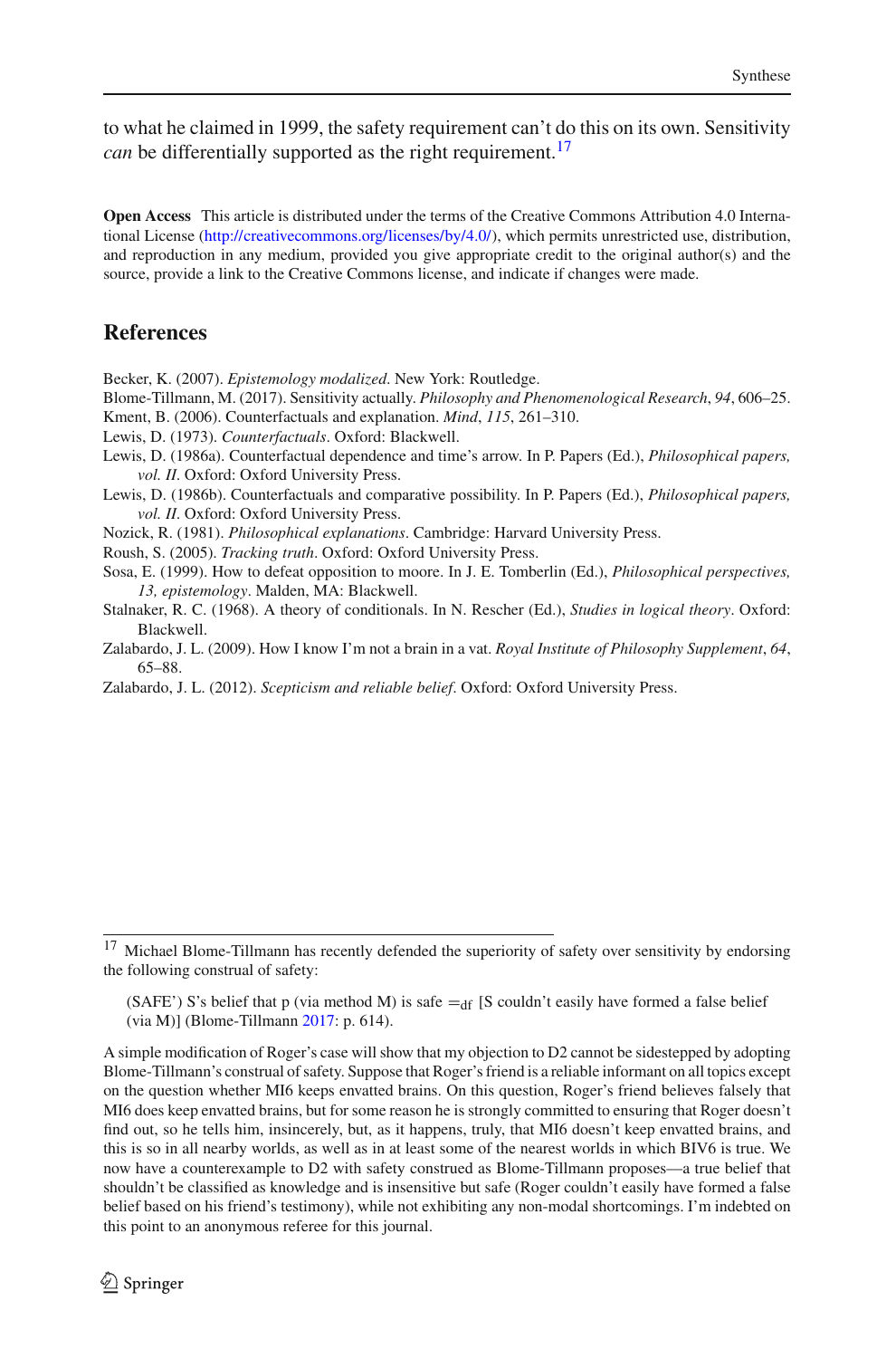to what he claimed in 1999, the safety requirement can't do this on its own. Sensitivity *can* be differentially supported as the right requirement.[17]

**Open Access** This article is distributed under the terms of the Creative Commons Attribution 4.0 International License (http://creativecommons.org/licenses/by/4.0/), which permits unrestricted use, distribution, and reproduction in any medium, provided you give appropriate credit to the original author(s) and the source, provide a link to the Creative Commons license, and indicate if changes were made.

## References

Becker, K. (2007). *Epistemology modalized*. New York: Routledge.

Blome-Tillmann, M. (2017). Sensitivity actually. *Philosophy and Phenomenological Research*, *94*, 606–25.

Kment, B. (2006). Counterfactuals and explanation. *Mind*, *115*, 261–310.

Lewis, D. (1973). *Counterfactuals*. Oxford: Blackwell.

Lewis, D. (1986a). Counterfactual dependence and time's arrow. In P. Papers (Ed.), *Philosophical papers, vol. II*. Oxford: Oxford University Press.

Lewis, D. (1986b). Counterfactuals and comparative possibility. In P. Papers (Ed.), *Philosophical papers, vol. II*. Oxford: Oxford University Press.

Nozick, R. (1981). *Philosophical explanations*. Cambridge: Harvard University Press.

Roush, S. (2005). *Tracking truth*. Oxford: Oxford University Press.

Sosa, E. (1999). How to defeat opposition to moore. In J. E. Tomberlin (Ed.), *Philosophical perspectives, 13, epistemology*. Malden, MA: Blackwell.

Stalnaker, R. C. (1968). A theory of conditionals. In N. Rescher (Ed.), *Studies in logical theory*. Oxford: Blackwell.

Zalabardo, J. L. (2009). How I know I'm not a brain in a vat. *Royal Institute of Philosophy Supplement*, *64*, 65–88.

Zalabardo, J. L. (2012). *Scepticism and reliable belief*. Oxford: Oxford University Press.

---

[17] Michael Blome-Tillmann has recently defended the superiority of safety over sensitivity by endorsing the following construal of safety:

> (SAFE') S's belief that p (via method M) is safe $=_{\mathrm{df}}$ [S couldn't easily have formed a false belief (via M)] (Blome-Tillmann 2017: p. 614).

A simple modification of Roger's case will show that my objection to D2 cannot be sidestepped by adopting Blome-Tillmann's construal of safety. Suppose that Roger's friend is a reliable informant on all topics except on the question whether MI6 keeps envatted brains. On this question, Roger's friend believes falsely that MI6 does keep envatted brains, but for some reason he is strongly committed to ensuring that Roger doesn't find out, so he tells him, insincerely, but, as it happens, truly, that MI6 doesn't keep envatted brains, and this is so in all nearby worlds, as well as in at least some of the nearest worlds in which BIV6 is true. We now have a counterexample to D2 with safety construed as Blome-Tillmann proposes—a true belief that shouldn't be classified as knowledge and is insensitive but safe (Roger couldn't easily have formed a false belief based on his friend's testimony), while not exhibiting any non-modal shortcomings. I'm indebted on this point to an anonymous referee for this journal.